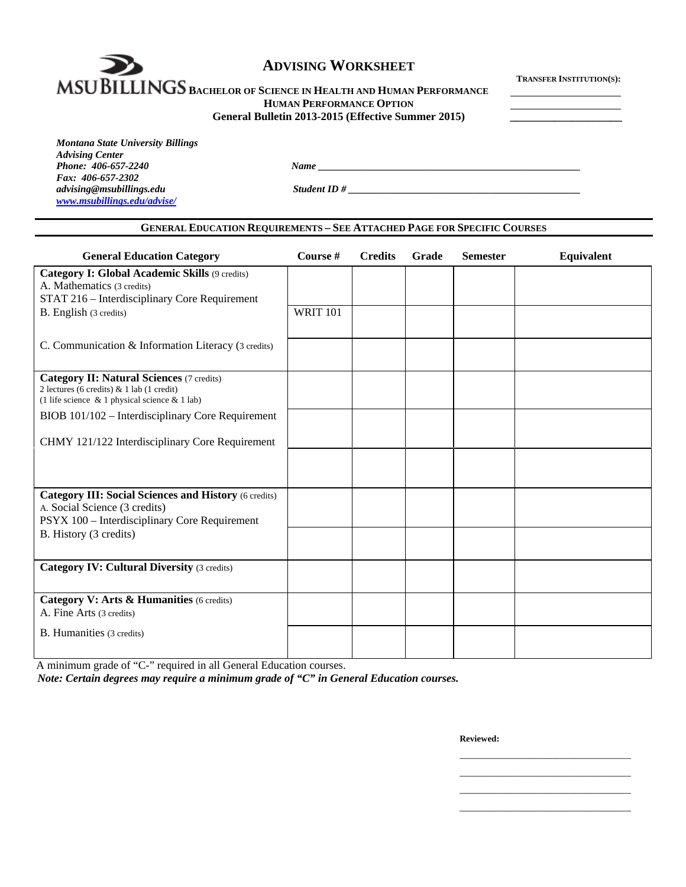MSU BILLINGS

# ADVISING WORKSHEET

## BACHELOR OF SCIENCE IN HEALTH AND HUMAN PERFORMANCE
### HUMAN PERFORMANCE OPTION
**General Bulletin 2013-2015 (Effective Summer 2015)**

**TRANSFER INSTITUTION(S):**

____________________

____________________

____________________

***Montana State University Billings***
***Advising Center***
***Phone: 406-657-2240***
***Fax: 406-657-2302***
***advising@msubillings.edu***
***www.msubillings.edu/advise/***

***Name*** ______________________________________________

***Student ID #*** ________________________________________

**GENERAL EDUCATION REQUIREMENTS – SEE ATTACHED PAGE FOR SPECIFIC COURSES**

| General Education Category | Course # | Credits | Grade | Semester | Equivalent |
|---|---|---|---|---|---|
| **Category I: Global Academic Skills** (9 credits) A. Mathematics (3 credits) STAT 216 – Interdisciplinary Core Requirement | | | | | |
| B. English (3 credits) | WRIT 101 | | | | |
| C. Communication & Information Literacy (3 credits) | | | | | |
| **Category II: Natural Sciences** (7 credits) 2 lectures (6 credits) & 1 lab (1 credit) (1 life science & 1 physical science & 1 lab) | | | | | |
| BIOB 101/102 – Interdisciplinary Core Requirement | | | | | |
| CHMY 121/122 Interdisciplinary Core Requirement | | | | | |
| | | | | | |
| **Category III: Social Sciences and History** (6 credits) A. Social Science (3 credits) PSYX 100 – Interdisciplinary Core Requirement | | | | | |
| B. History (3 credits) | | | | | |
| **Category IV: Cultural Diversity** (3 credits) | | | | | |
| **Category V: Arts & Humanities** (6 credits) A. Fine Arts (3 credits) | | | | | |
| B. Humanities (3 credits) | | | | | |

A minimum grade of "C-" required in all General Education courses.

***Note: Certain degrees may require a minimum grade of "C" in General Education courses.***

**Reviewed:**

________________________________

________________________________

________________________________

________________________________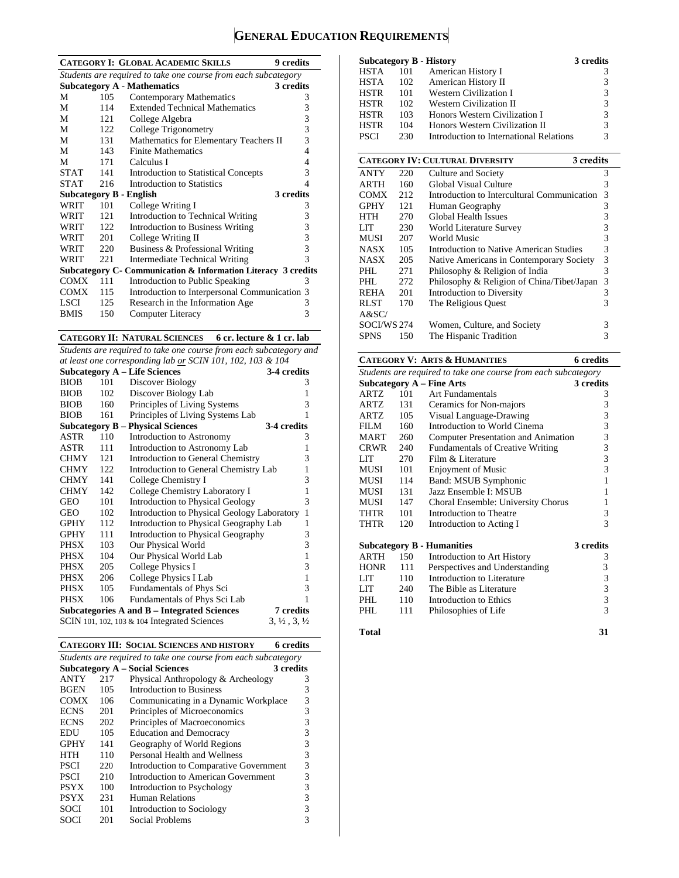# General Education Requirements

| Category I: Global Academic Skills | | | 9 credits |
|---|---|---|---|
| *Students are required to take one course from each subcategory* | | | |
| **Subcategory A - Mathematics** | | | **3 credits** |
| M | 105 | Contemporary Mathematics | 3 |
| M | 114 | Extended Technical Mathematics | 3 |
| M | 121 | College Algebra | 3 |
| M | 122 | College Trigonometry | 3 |
| M | 131 | Mathematics for Elementary Teachers II | 3 |
| M | 143 | Finite Mathematics | 4 |
| M | 171 | Calculus I | 4 |
| STAT | 141 | Introduction to Statistical Concepts | 3 |
| STAT | 216 | Introduction to Statistics | 4 |
| **Subcategory B - English** | | | **3 credits** |
| WRIT | 101 | College Writing I | 3 |
| WRIT | 121 | Introduction to Technical Writing | 3 |
| WRIT | 122 | Introduction to Business Writing | 3 |
| WRIT | 201 | College Writing II | 3 |
| WRIT | 220 | Business & Professional Writing | 3 |
| WRIT | 221 | Intermediate Technical Writing | 3 |
| **Subcategory C- Communication & Information Literacy** | | | **3 credits** |
| COMX | 111 | Introduction to Public Speaking | 3 |
| COMX | 115 | Introduction to Interpersonal Communication | 3 |
| LSCI | 125 | Research in the Information Age | 3 |
| BMIS | 150 | Computer Literacy | 3 |

| Category II: Natural Sciences | | | 6 cr. lecture & 1 cr. lab |
|---|---|---|---|
| *Students are required to take one course from each subcategory and at least one corresponding lab or SCIN 101, 102, 103 & 104* | | | |
| **Subcategory A – Life Sciences** | | | **3-4 credits** |
| BIOB | 101 | Discover Biology | 3 |
| BIOB | 102 | Discover Biology Lab | 1 |
| BIOB | 160 | Principles of Living Systems | 3 |
| BIOB | 161 | Principles of Living Systems Lab | 1 |
| **Subcategory B – Physical Sciences** | | | **3-4 credits** |
| ASTR | 110 | Introduction to Astronomy | 3 |
| ASTR | 111 | Introduction to Astronomy Lab | 1 |
| CHMY | 121 | Introduction to General Chemistry | 3 |
| CHMY | 122 | Introduction to General Chemistry Lab | 1 |
| CHMY | 141 | College Chemistry I | 3 |
| CHMY | 142 | College Chemistry Laboratory I | 1 |
| GEO | 101 | Introduction to Physical Geology | 3 |
| GEO | 102 | Introduction to Physical Geology Laboratory | 1 |
| GPHY | 112 | Introduction to Physical Geography Lab | 1 |
| GPHY | 111 | Introduction to Physical Geography | 3 |
| PHSX | 103 | Our Physical World | 3 |
| PHSX | 104 | Our Physical World Lab | 1 |
| PHSX | 205 | College Physics I | 3 |
| PHSX | 206 | College Physics I Lab | 1 |
| PHSX | 105 | Fundamentals of Phys Sci | 3 |
| PHSX | 106 | Fundamentals of Phys Sci Lab | 1 |
| **Subcategories A and B – Integrated Sciences** | | | **7 credits** |
| SCIN 101, 102, 103 & 104 Integrated Sciences | | | 3, ½ , 3, ½ |

| Category III: Social Sciences and History | | | 6 credits |
|---|---|---|---|
| *Students are required to take one course from each subcategory* | | | |
| **Subcategory A – Social Sciences** | | | **3 credits** |
| ANTY | 217 | Physical Anthropology & Archeology | 3 |
| BGEN | 105 | Introduction to Business | 3 |
| COMX | 106 | Communicating in a Dynamic Workplace | 3 |
| ECNS | 201 | Principles of Microeconomics | 3 |
| ECNS | 202 | Principles of Macroeconomics | 3 |
| EDU | 105 | Education and Democracy | 3 |
| GPHY | 141 | Geography of World Regions | 3 |
| HTH | 110 | Personal Health and Wellness | 3 |
| PSCI | 220 | Introduction to Comparative Government | 3 |
| PSCI | 210 | Introduction to American Government | 3 |
| PSYX | 100 | Introduction to Psychology | 3 |
| PSYX | 231 | Human Relations | 3 |
| SOCI | 101 | Introduction to Sociology | 3 |
| SOCI | 201 | Social Problems | 3 |
| **Subcategory B - History** | | | **3 credits** |
| HSTA | 101 | American History I | 3 |
| HSTA | 102 | American History II | 3 |
| HSTR | 101 | Western Civilization I | 3 |
| HSTR | 102 | Western Civilization II | 3 |
| HSTR | 103 | Honors Western Civilization I | 3 |
| HSTR | 104 | Honors Western Civilization II | 3 |
| PSCI | 230 | Introduction to International Relations | 3 |

| Category IV: Cultural Diversity | | | 3 credits |
|---|---|---|---|
| ANTY | 220 | Culture and Society | 3 |
| ARTH | 160 | Global Visual Culture | 3 |
| COMX | 212 | Introduction to Intercultural Communication | 3 |
| GPHY | 121 | Human Geography | 3 |
| HTH | 270 | Global Health Issues | 3 |
| LIT | 230 | World Literature Survey | 3 |
| MUSI | 207 | World Music | 3 |
| NASX | 105 | Introduction to Native American Studies | 3 |
| NASX | 205 | Native Americans in Contemporary Society | 3 |
| PHL | 271 | Philosophy & Religion of India | 3 |
| PHL | 272 | Philosophy & Religion of China/Tibet/Japan | 3 |
| REHA | 201 | Introduction to Diversity | 3 |
| RLST | 170 | The Religious Quest | 3 |
| A&SC/ SOCI/WS | 274 | Women, Culture, and Society | 3 |
| SPNS | 150 | The Hispanic Tradition | 3 |

| Category V: Arts & Humanities | | | 6 credits |
|---|---|---|---|
| *Students are required to take one course from each subcategory* | | | |
| **Subcategory A – Fine Arts** | | | **3 credits** |
| ARTZ | 101 | Art Fundamentals | 3 |
| ARTZ | 131 | Ceramics for Non-majors | 3 |
| ARTZ | 105 | Visual Language-Drawing | 3 |
| FILM | 160 | Introduction to World Cinema | 3 |
| MART | 260 | Computer Presentation and Animation | 3 |
| CRWR | 240 | Fundamentals of Creative Writing | 3 |
| LIT | 270 | Film & Literature | 3 |
| MUSI | 101 | Enjoyment of Music | 3 |
| MUSI | 114 | Band: MSUB Symphonic | 1 |
| MUSI | 131 | Jazz Ensemble I: MSUB | 1 |
| MUSI | 147 | Choral Ensemble: University Chorus | 1 |
| THTR | 101 | Introduction to Theatre | 3 |
| THTR | 120 | Introduction to Acting I | 3 |
| **Subcategory B - Humanities** | | | **3 credits** |
| ARTH | 150 | Introduction to Art History | 3 |
| HONR | 111 | Perspectives and Understanding | 3 |
| LIT | 110 | Introduction to Literature | 3 |
| LIT | 240 | The Bible as Literature | 3 |
| PHL | 110 | Introduction to Ethics | 3 |
| PHL | 111 | Philosophies of Life | 3 |
| **Total** | | | **31** |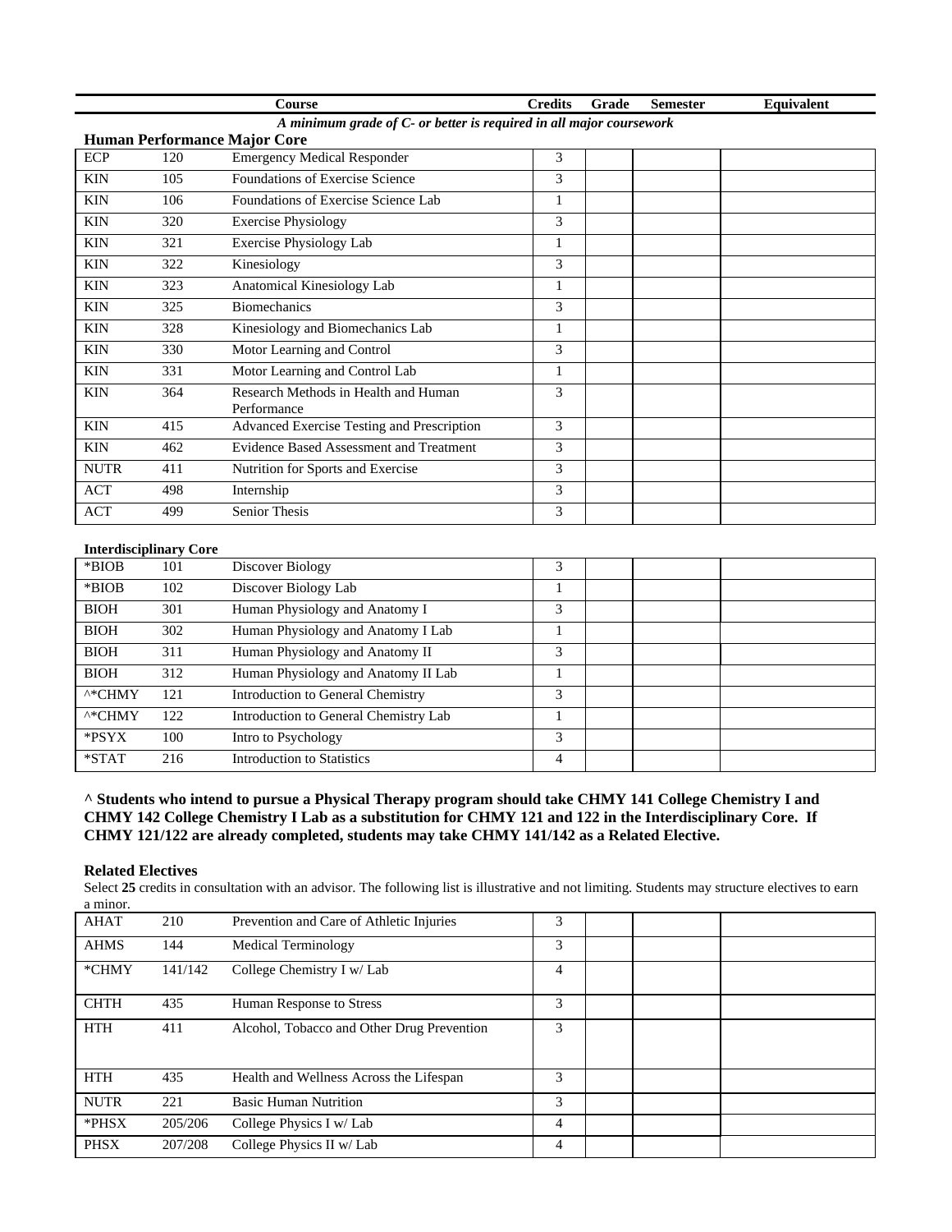| | | Course | Credits | Grade | Semester | Equivalent |
|---|---|---|---|---|---|---|

*A minimum grade of C- or better is required in all major coursework*

**Human Performance Major Core**

| | | Course | Credits | Grade | Semester | Equivalent |
|---|---|---|---|---|---|---|
| ECP | 120 | Emergency Medical Responder | 3 | | | |
| KIN | 105 | Foundations of Exercise Science | 3 | | | |
| KIN | 106 | Foundations of Exercise Science Lab | 1 | | | |
| KIN | 320 | Exercise Physiology | 3 | | | |
| KIN | 321 | Exercise Physiology Lab | 1 | | | |
| KIN | 322 | Kinesiology | 3 | | | |
| KIN | 323 | Anatomical Kinesiology Lab | 1 | | | |
| KIN | 325 | Biomechanics | 3 | | | |
| KIN | 328 | Kinesiology and Biomechanics Lab | 1 | | | |
| KIN | 330 | Motor Learning and Control | 3 | | | |
| KIN | 331 | Motor Learning and Control Lab | 1 | | | |
| KIN | 364 | Research Methods in Health and Human Performance | 3 | | | |
| KIN | 415 | Advanced Exercise Testing and Prescription | 3 | | | |
| KIN | 462 | Evidence Based Assessment and Treatment | 3 | | | |
| NUTR | 411 | Nutrition for Sports and Exercise | 3 | | | |
| ACT | 498 | Internship | 3 | | | |
| ACT | 499 | Senior Thesis | 3 | | | |

**Interdisciplinary Core**

| | | Course | Credits | Grade | Semester | Equivalent |
|---|---|---|---|---|---|---|
| *BIOB | 101 | Discover Biology | 3 | | | |
| *BIOB | 102 | Discover Biology Lab | 1 | | | |
| BIOH | 301 | Human Physiology and Anatomy I | 3 | | | |
| BIOH | 302 | Human Physiology and Anatomy I Lab | 1 | | | |
| BIOH | 311 | Human Physiology and Anatomy II | 3 | | | |
| BIOH | 312 | Human Physiology and Anatomy II Lab | 1 | | | |
| ^*CHMY | 121 | Introduction to General Chemistry | 3 | | | |
| ^*CHMY | 122 | Introduction to General Chemistry Lab | 1 | | | |
| *PSYX | 100 | Intro to Psychology | 3 | | | |
| *STAT | 216 | Introduction to Statistics | 4 | | | |

**^ Students who intend to pursue a Physical Therapy program should take CHMY 141 College Chemistry I and CHMY 142 College Chemistry I Lab as a substitution for CHMY 121 and 122 in the Interdisciplinary Core. If CHMY 121/122 are already completed, students may take CHMY 141/142 as a Related Elective.**

**Related Electives**

Select **25** credits in consultation with an advisor. The following list is illustrative and not limiting. Students may structure electives to earn a minor.

| | | Course | Credits | Grade | Semester | Equivalent |
|---|---|---|---|---|---|---|
| AHAT | 210 | Prevention and Care of Athletic Injuries | 3 | | | |
| AHMS | 144 | Medical Terminology | 3 | | | |
| *CHMY | 141/142 | College Chemistry I w/ Lab | 4 | | | |
| CHTH | 435 | Human Response to Stress | 3 | | | |
| HTH | 411 | Alcohol, Tobacco and Other Drug Prevention | 3 | | | |
| HTH | 435 | Health and Wellness Across the Lifespan | 3 | | | |
| NUTR | 221 | Basic Human Nutrition | 3 | | | |
| *PHSX | 205/206 | College Physics I w/ Lab | 4 | | | |
| PHSX | 207/208 | College Physics II w/ Lab | 4 | | | |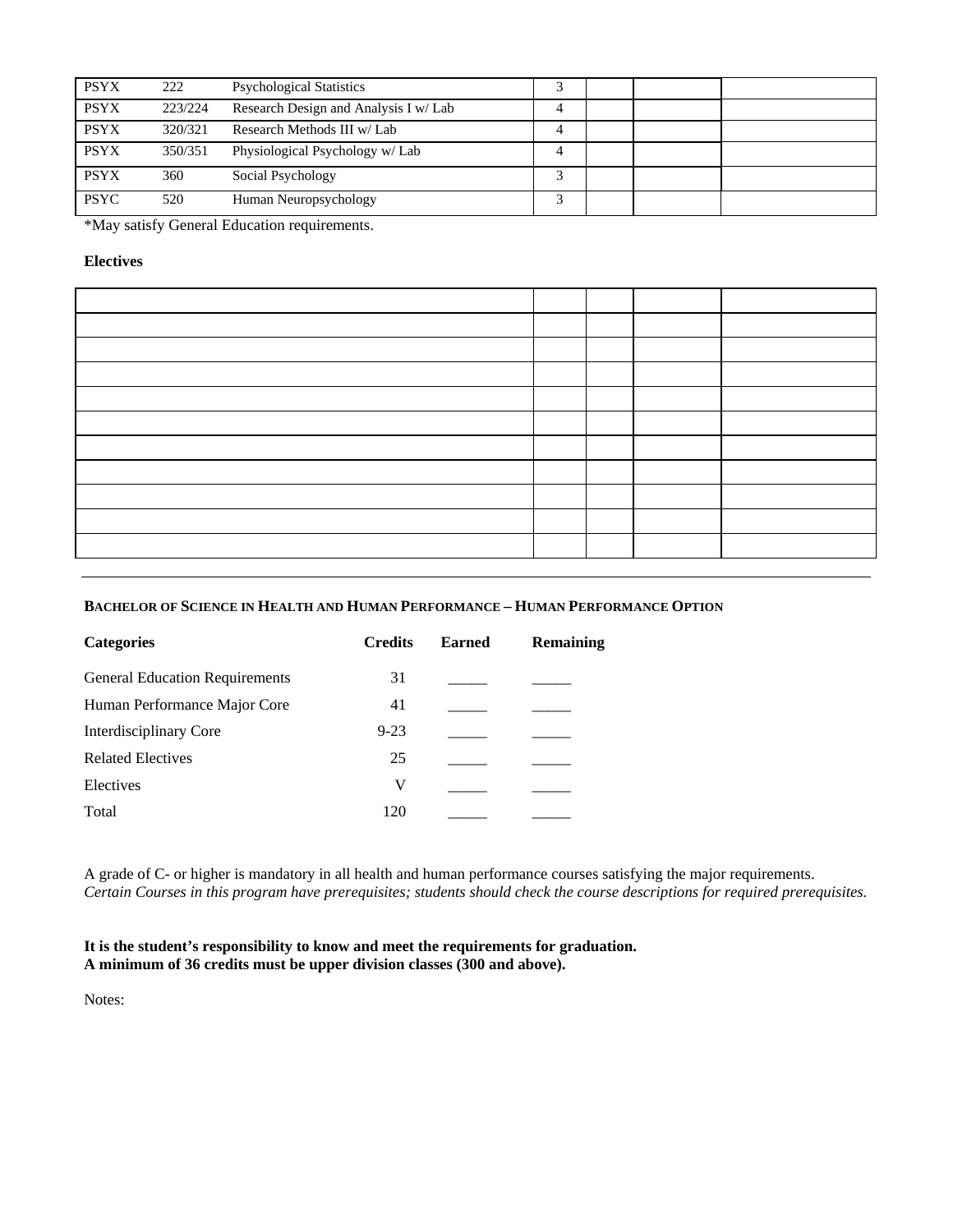| | | | | | | |
|---|---|---|---|---|---|---|
| PSYX | 222 | Psychological Statistics | 3 | | | |
| PSYX | 223/224 | Research Design and Analysis I w/ Lab | 4 | | | |
| PSYX | 320/321 | Research Methods III w/ Lab | 4 | | | |
| PSYX | 350/351 | Physiological Psychology w/ Lab | 4 | | | |
| PSYX | 360 | Social Psychology | 3 | | | |
| PSYC | 520 | Human Neuropsychology | 3 | | | |

*May satisfy General Education requirements.

**Electives**

| | | | | |
|---|---|---|---|---|
| | | | | |
| | | | | |
| | | | | |
| | | | | |
| | | | | |
| | | | | |
| | | | | |
| | | | | |
| | | | | |
| | | | | |

---

**BACHELOR OF SCIENCE IN HEALTH AND HUMAN PERFORMANCE – HUMAN PERFORMANCE OPTION**

| Categories | Credits | Earned | Remaining |
|---|---|---|---|
| General Education Requirements | 31 | _____ | _____ |
| Human Performance Major Core | 41 | _____ | _____ |
| Interdisciplinary Core | 9-23 | _____ | _____ |
| Related Electives | 25 | _____ | _____ |
| Electives | V | _____ | _____ |
| Total | 120 | _____ | _____ |

A grade of C- or higher is mandatory in all health and human performance courses satisfying the major requirements.
*Certain Courses in this program have prerequisites; students should check the course descriptions for required prerequisites.*

**It is the student's responsibility to know and meet the requirements for graduation.**
**A minimum of 36 credits must be upper division classes (300 and above).**

Notes: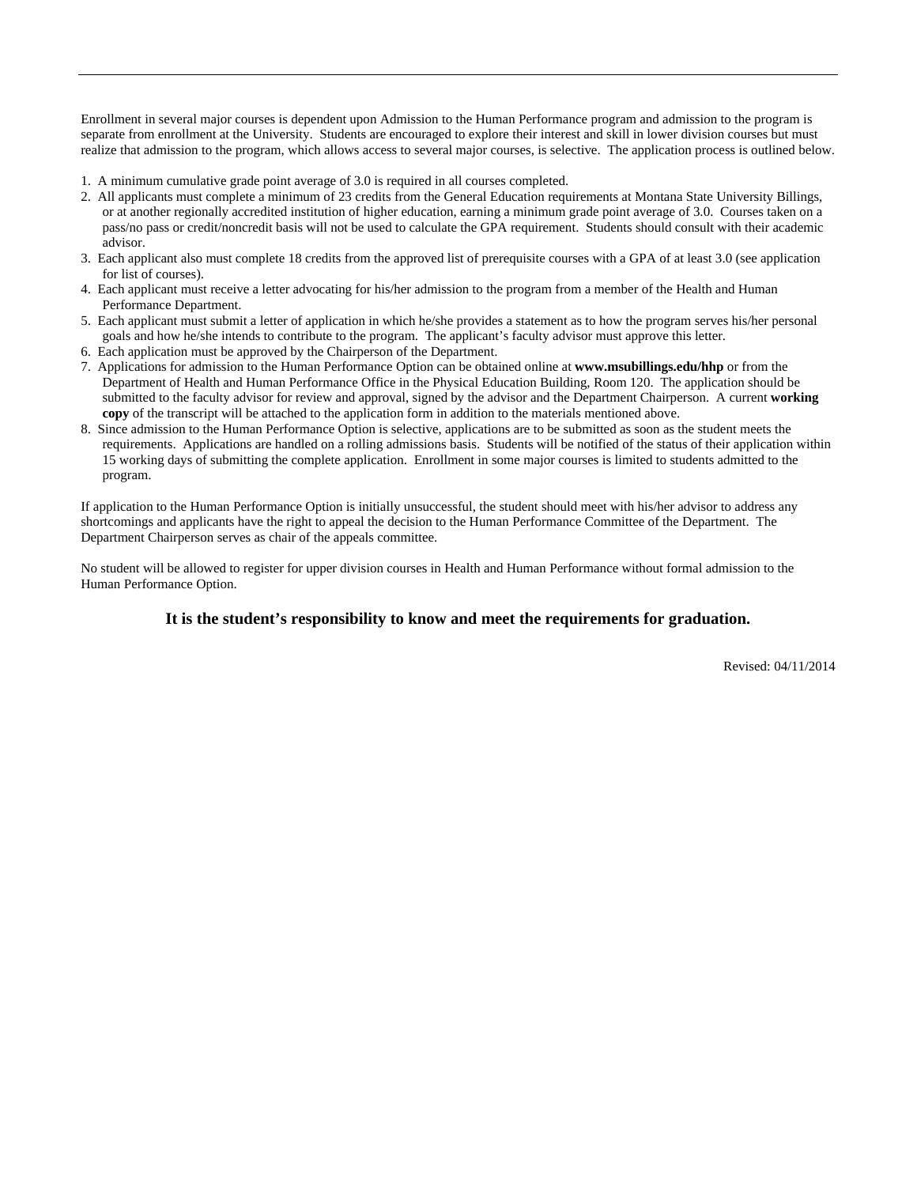---

Enrollment in several major courses is dependent upon Admission to the Human Performance program and admission to the program is separate from enrollment at the University. Students are encouraged to explore their interest and skill in lower division courses but must realize that admission to the program, which allows access to several major courses, is selective. The application process is outlined below.

1. A minimum cumulative grade point average of 3.0 is required in all courses completed.
2. All applicants must complete a minimum of 23 credits from the General Education requirements at Montana State University Billings, or at another regionally accredited institution of higher education, earning a minimum grade point average of 3.0. Courses taken on a pass/no pass or credit/noncredit basis will not be used to calculate the GPA requirement. Students should consult with their academic advisor.
3. Each applicant also must complete 18 credits from the approved list of prerequisite courses with a GPA of at least 3.0 (see application for list of courses).
4. Each applicant must receive a letter advocating for his/her admission to the program from a member of the Health and Human Performance Department.
5. Each applicant must submit a letter of application in which he/she provides a statement as to how the program serves his/her personal goals and how he/she intends to contribute to the program. The applicant's faculty advisor must approve this letter.
6. Each application must be approved by the Chairperson of the Department.
7. Applications for admission to the Human Performance Option can be obtained online at **www.msubillings.edu/hhp** or from the Department of Health and Human Performance Office in the Physical Education Building, Room 120. The application should be submitted to the faculty advisor for review and approval, signed by the advisor and the Department Chairperson. A current **working copy** of the transcript will be attached to the application form in addition to the materials mentioned above.
8. Since admission to the Human Performance Option is selective, applications are to be submitted as soon as the student meets the requirements. Applications are handled on a rolling admissions basis. Students will be notified of the status of their application within 15 working days of submitting the complete application. Enrollment in some major courses is limited to students admitted to the program.

If application to the Human Performance Option is initially unsuccessful, the student should meet with his/her advisor to address any shortcomings and applicants have the right to appeal the decision to the Human Performance Committee of the Department. The Department Chairperson serves as chair of the appeals committee.

No student will be allowed to register for upper division courses in Health and Human Performance without formal admission to the Human Performance Option.

**It is the student's responsibility to know and meet the requirements for graduation.**

Revised: 04/11/2014